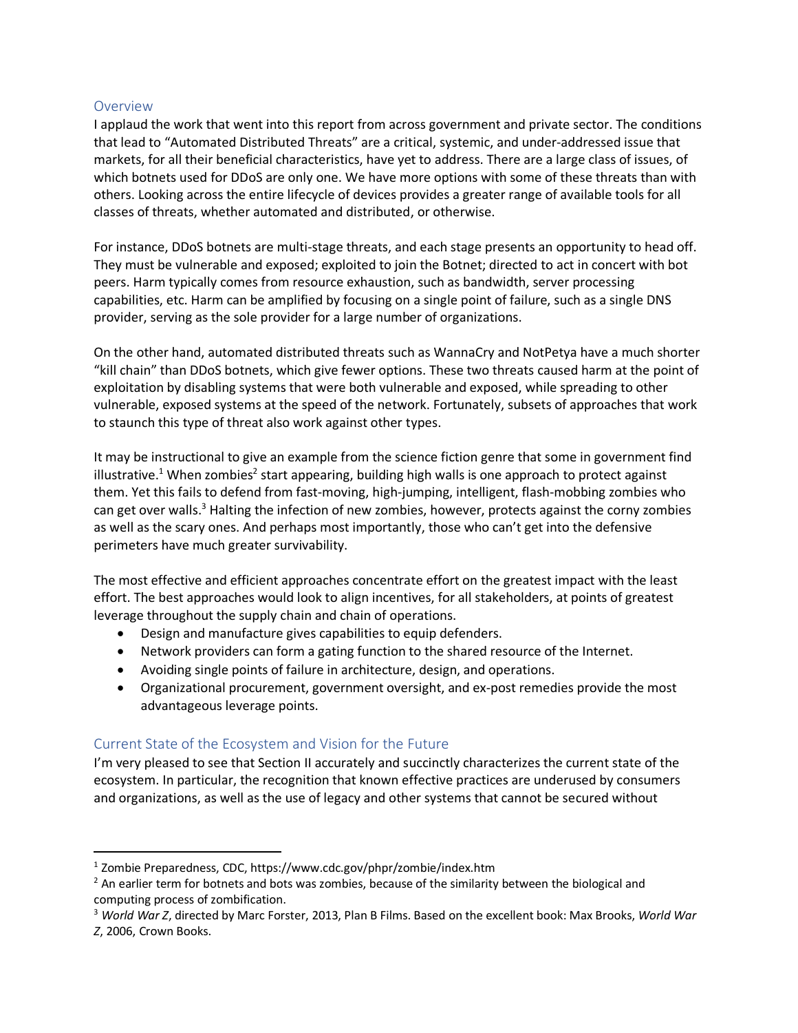## Overview

I applaud the work that went into this report from across government and private sector. The conditions that lead to "Automated Distributed Threats" are a critical, systemic, and under-addressed issue that markets, for all their beneficial characteristics, have yet to address. There are a large class of issues, of which botnets used for DDoS are only one. We have more options with some of these threats than with others. Looking across the entire lifecycle of devices provides a greater range of available tools for all classes of threats, whether automated and distributed, or otherwise.

For instance, DDoS botnets are multi-stage threats, and each stage presents an opportunity to head off. They must be vulnerable and exposed; exploited to join the Botnet; directed to act in concert with bot peers. Harm typically comes from resource exhaustion, such as bandwidth, server processing capabilities, etc. Harm can be amplified by focusing on a single point of failure, such as a single DNS provider, serving as the sole provider for a large number of organizations.

On the other hand, automated distributed threats such as WannaCry and NotPetya have a much shorter "kill chain" than DDoS botnets, which give fewer options. These two threats caused harm at the point of exploitation by disabling systems that were both vulnerable and exposed, while spreading to other vulnerable, exposed systems at the speed of the network. Fortunately, subsets of approaches that work to staunch this type of threat also work against other types.

It may be instructional to give an example from the science fiction genre that some in government find illustrative.[1] When zombies[2] start appearing, building high walls is one approach to protect against them. Yet this fails to defend from fast-moving, high-jumping, intelligent, flash-mobbing zombies who can get over walls.[3] Halting the infection of new zombies, however, protects against the corny zombies as well as the scary ones. And perhaps most importantly, those who can't get into the defensive perimeters have much greater survivability.

The most effective and efficient approaches concentrate effort on the greatest impact with the least effort. The best approaches would look to align incentives, for all stakeholders, at points of greatest leverage throughout the supply chain and chain of operations.

- Design and manufacture gives capabilities to equip defenders.
- Network providers can form a gating function to the shared resource of the Internet.
- Avoiding single points of failure in architecture, design, and operations.
- Organizational procurement, government oversight, and ex-post remedies provide the most advantageous leverage points.

## Current State of the Ecosystem and Vision for the Future

I'm very pleased to see that Section II accurately and succinctly characterizes the current state of the ecosystem. In particular, the recognition that known effective practices are underused by consumers and organizations, as well as the use of legacy and other systems that cannot be secured without

---

[1] Zombie Preparedness, CDC, https://www.cdc.gov/phpr/zombie/index.htm

[2] An earlier term for botnets and bots was zombies, because of the similarity between the biological and computing process of zombification.

[3] *World War Z*, directed by Marc Forster, 2013, Plan B Films. Based on the excellent book: Max Brooks, *World War Z*, 2006, Crown Books.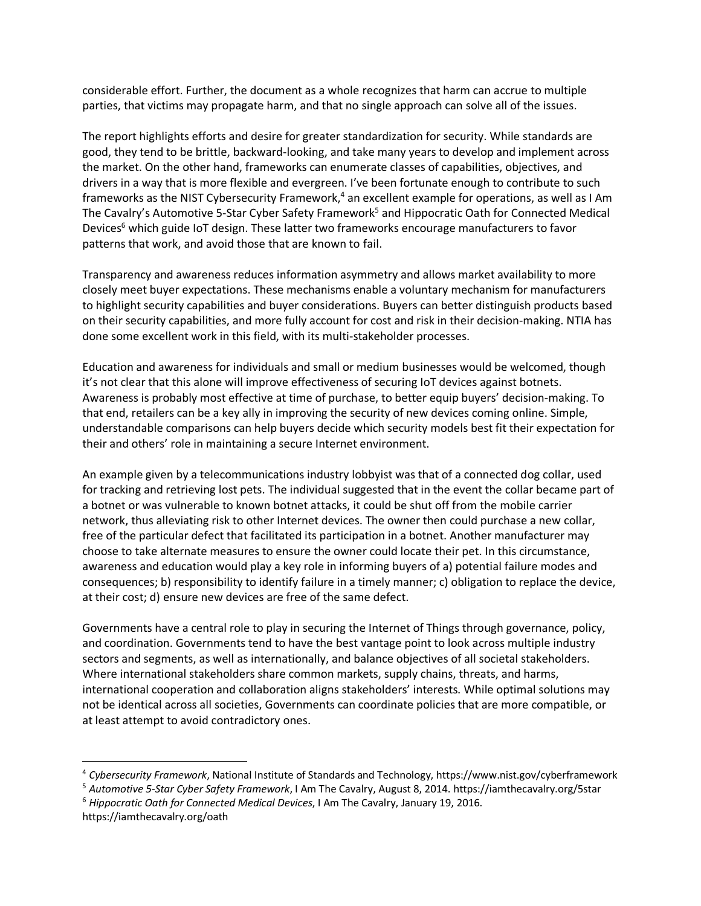considerable effort. Further, the document as a whole recognizes that harm can accrue to multiple parties, that victims may propagate harm, and that no single approach can solve all of the issues.

The report highlights efforts and desire for greater standardization for security. While standards are good, they tend to be brittle, backward-looking, and take many years to develop and implement across the market. On the other hand, frameworks can enumerate classes of capabilities, objectives, and drivers in a way that is more flexible and evergreen. I've been fortunate enough to contribute to such frameworks as the NIST Cybersecurity Framework,[4] an excellent example for operations, as well as I Am The Cavalry's Automotive 5-Star Cyber Safety Framework[5] and Hippocratic Oath for Connected Medical Devices[6] which guide IoT design. These latter two frameworks encourage manufacturers to favor patterns that work, and avoid those that are known to fail.

Transparency and awareness reduces information asymmetry and allows market availability to more closely meet buyer expectations. These mechanisms enable a voluntary mechanism for manufacturers to highlight security capabilities and buyer considerations. Buyers can better distinguish products based on their security capabilities, and more fully account for cost and risk in their decision-making. NTIA has done some excellent work in this field, with its multi-stakeholder processes.

Education and awareness for individuals and small or medium businesses would be welcomed, though it's not clear that this alone will improve effectiveness of securing IoT devices against botnets. Awareness is probably most effective at time of purchase, to better equip buyers' decision-making. To that end, retailers can be a key ally in improving the security of new devices coming online. Simple, understandable comparisons can help buyers decide which security models best fit their expectation for their and others' role in maintaining a secure Internet environment.

An example given by a telecommunications industry lobbyist was that of a connected dog collar, used for tracking and retrieving lost pets. The individual suggested that in the event the collar became part of a botnet or was vulnerable to known botnet attacks, it could be shut off from the mobile carrier network, thus alleviating risk to other Internet devices. The owner then could purchase a new collar, free of the particular defect that facilitated its participation in a botnet. Another manufacturer may choose to take alternate measures to ensure the owner could locate their pet. In this circumstance, awareness and education would play a key role in informing buyers of a) potential failure modes and consequences; b) responsibility to identify failure in a timely manner; c) obligation to replace the device, at their cost; d) ensure new devices are free of the same defect.

Governments have a central role to play in securing the Internet of Things through governance, policy, and coordination. Governments tend to have the best vantage point to look across multiple industry sectors and segments, as well as internationally, and balance objectives of all societal stakeholders. Where international stakeholders share common markets, supply chains, threats, and harms, international cooperation and collaboration aligns stakeholders' interests. While optimal solutions may not be identical across all societies, Governments can coordinate policies that are more compatible, or at least attempt to avoid contradictory ones.

---

[4] *Cybersecurity Framework*, National Institute of Standards and Technology, https://www.nist.gov/cyberframework

[5] *Automotive 5-Star Cyber Safety Framework*, I Am The Cavalry, August 8, 2014. https://iamthecavalry.org/5star

[6] *Hippocratic Oath for Connected Medical Devices*, I Am The Cavalry, January 19, 2016. https://iamthecavalry.org/oath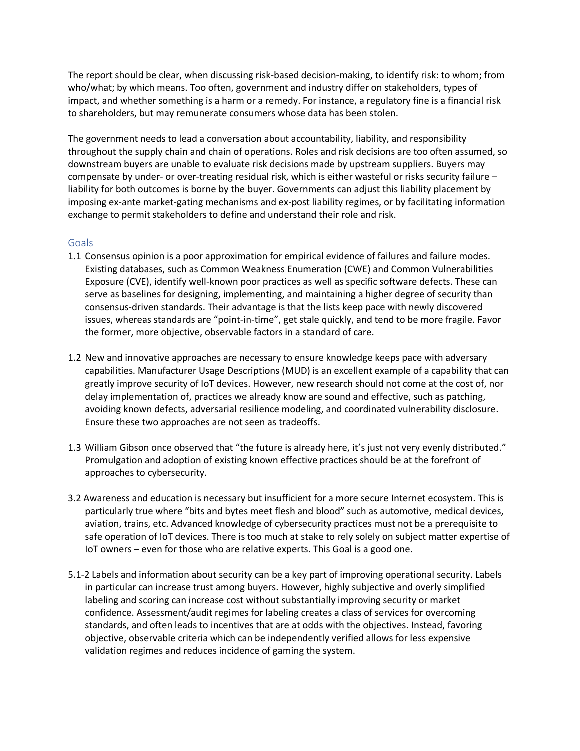The report should be clear, when discussing risk-based decision-making, to identify risk: to whom; from who/what; by which means. Too often, government and industry differ on stakeholders, types of impact, and whether something is a harm or a remedy. For instance, a regulatory fine is a financial risk to shareholders, but may remunerate consumers whose data has been stolen.

The government needs to lead a conversation about accountability, liability, and responsibility throughout the supply chain and chain of operations. Roles and risk decisions are too often assumed, so downstream buyers are unable to evaluate risk decisions made by upstream suppliers. Buyers may compensate by under- or over-treating residual risk, which is either wasteful or risks security failure – liability for both outcomes is borne by the buyer. Governments can adjust this liability placement by imposing ex-ante market-gating mechanisms and ex-post liability regimes, or by facilitating information exchange to permit stakeholders to define and understand their role and risk.

## Goals

1.1 Consensus opinion is a poor approximation for empirical evidence of failures and failure modes. Existing databases, such as Common Weakness Enumeration (CWE) and Common Vulnerabilities Exposure (CVE), identify well-known poor practices as well as specific software defects. These can serve as baselines for designing, implementing, and maintaining a higher degree of security than consensus-driven standards. Their advantage is that the lists keep pace with newly discovered issues, whereas standards are "point-in-time", get stale quickly, and tend to be more fragile. Favor the former, more objective, observable factors in a standard of care.

1.2 New and innovative approaches are necessary to ensure knowledge keeps pace with adversary capabilities. Manufacturer Usage Descriptions (MUD) is an excellent example of a capability that can greatly improve security of IoT devices. However, new research should not come at the cost of, nor delay implementation of, practices we already know are sound and effective, such as patching, avoiding known defects, adversarial resilience modeling, and coordinated vulnerability disclosure. Ensure these two approaches are not seen as tradeoffs.

1.3 William Gibson once observed that "the future is already here, it's just not very evenly distributed." Promulgation and adoption of existing known effective practices should be at the forefront of approaches to cybersecurity.

3.2 Awareness and education is necessary but insufficient for a more secure Internet ecosystem. This is particularly true where "bits and bytes meet flesh and blood" such as automotive, medical devices, aviation, trains, etc. Advanced knowledge of cybersecurity practices must not be a prerequisite to safe operation of IoT devices. There is too much at stake to rely solely on subject matter expertise of IoT owners – even for those who are relative experts. This Goal is a good one.

5.1-2 Labels and information about security can be a key part of improving operational security. Labels in particular can increase trust among buyers. However, highly subjective and overly simplified labeling and scoring can increase cost without substantially improving security or market confidence. Assessment/audit regimes for labeling creates a class of services for overcoming standards, and often leads to incentives that are at odds with the objectives. Instead, favoring objective, observable criteria which can be independently verified allows for less expensive validation regimes and reduces incidence of gaming the system.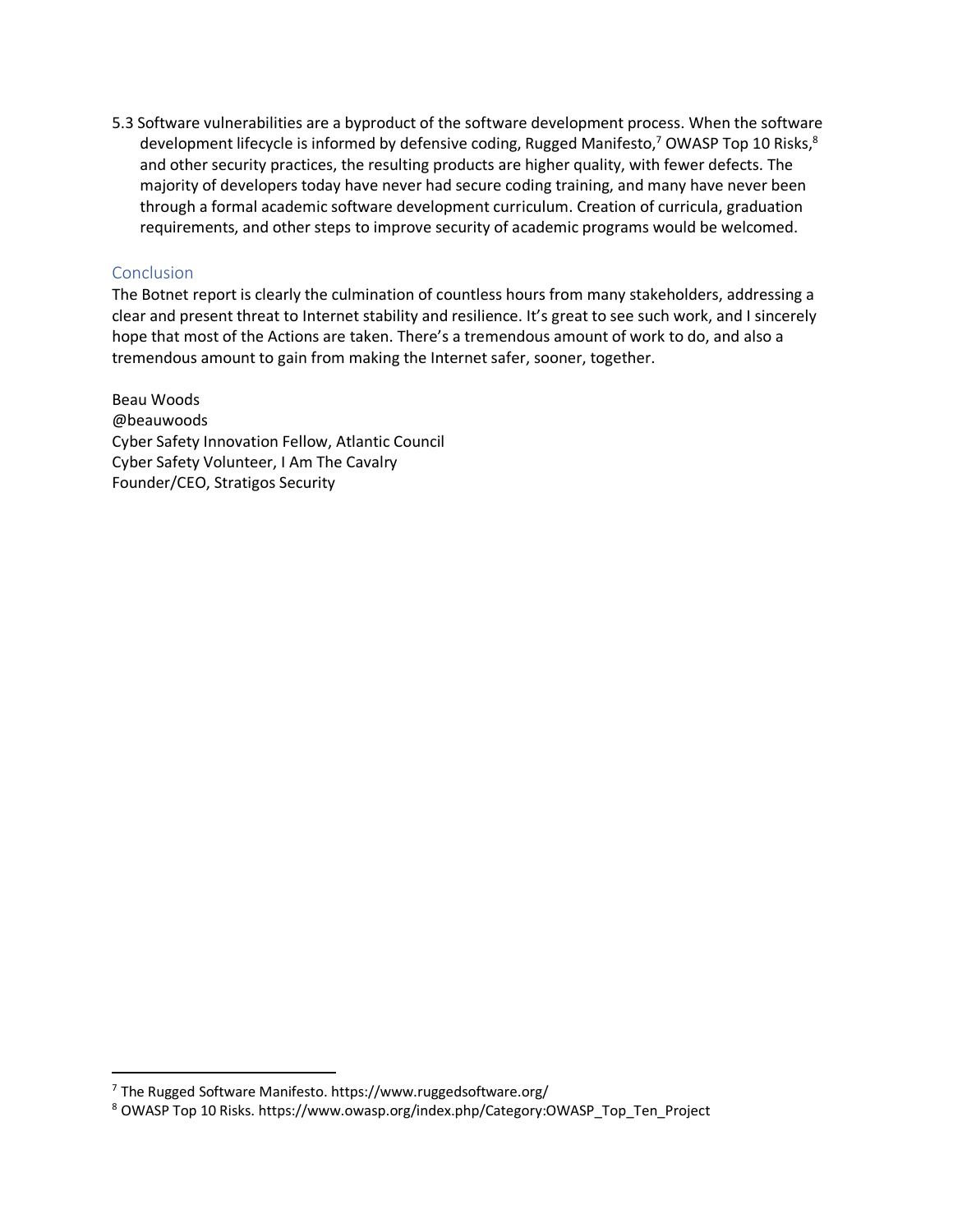5.3 Software vulnerabilities are a byproduct of the software development process. When the software development lifecycle is informed by defensive coding, Rugged Manifesto,[7] OWASP Top 10 Risks,[8] and other security practices, the resulting products are higher quality, with fewer defects. The majority of developers today have never had secure coding training, and many have never been through a formal academic software development curriculum. Creation of curricula, graduation requirements, and other steps to improve security of academic programs would be welcomed.

## Conclusion

The Botnet report is clearly the culmination of countless hours from many stakeholders, addressing a clear and present threat to Internet stability and resilience. It's great to see such work, and I sincerely hope that most of the Actions are taken. There's a tremendous amount of work to do, and also a tremendous amount to gain from making the Internet safer, sooner, together.

Beau Woods
@beauwoods
Cyber Safety Innovation Fellow, Atlantic Council
Cyber Safety Volunteer, I Am The Cavalry
Founder/CEO, Stratigos Security

---

[7] The Rugged Software Manifesto. https://www.ruggedsoftware.org/

[8] OWASP Top 10 Risks. https://www.owasp.org/index.php/Category:OWASP_Top_Ten_Project